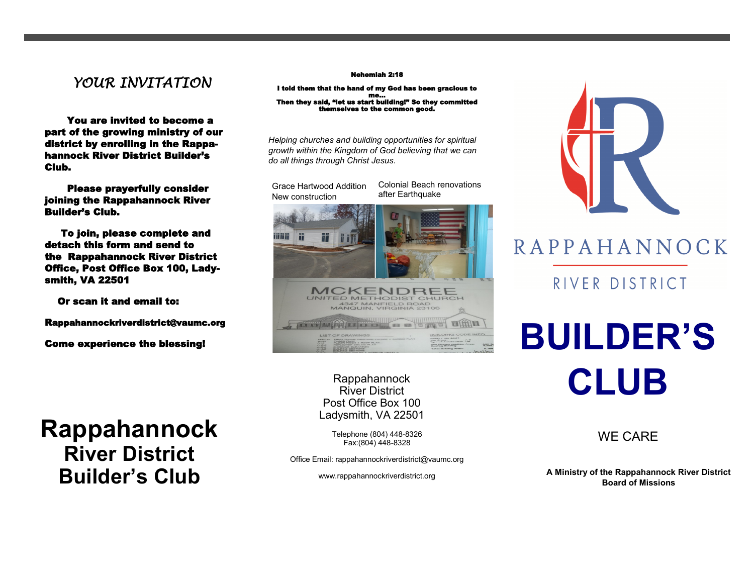## YOUR INVITATION

**You are invited to become a part of the growing ministry of our district by enrolling in the Rappahannock River District Builder's Club.**

**Please prayerfully consider joining the Rappahannock River Builder's Club.**

**To join, please complete and detach this form and send to the Rappahannock River District Office, Post Office Box 100, Ladysmith, VA 22501**

**Or scan it and email to:**

**Rappahannockriverdistrict@vaumc.org**

**Come experience the blessing!**

# Rappahannock River District Builder's Club

**Nehemiah 2:18**

**I told them that the hand of my God has been gracious to me… Then they said, "let us start building!" So they committed themselves to the common good.**

*Helping churches and building opportunities for spiritual growth within the Kingdom of God believing that we can do all things through Christ Jesus.*

Grace Hartwood Addition New construction

Colonial Beach renovations after Earthquake

Rappahannock River District
Post Office Box 100
Ladysmith, VA 22501

Telephone (804) 448-8326
Fax:(804) 448-8328

Office Email: rappahannockriverdistrict@vaumc.org

www.rappahannockriverdistrict.org

RAPPAHANNOCK

RIVER DISTRICT

# BUILDER'S CLUB

WE CARE

**A Ministry of the Rappahannock River District Board of Missions**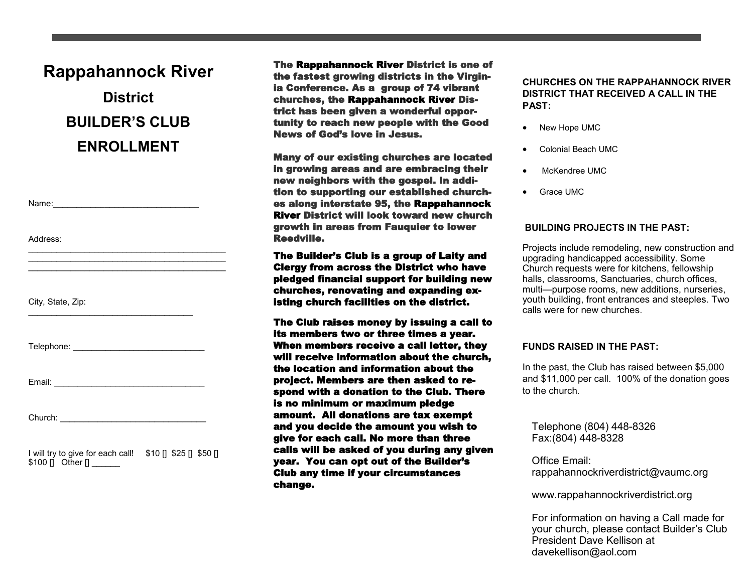# Rappahannock River

## District

## BUILDER'S CLUB

## ENROLLMENT

Name:_______________________________

Address:
___________________________________________
___________________________________________
___________________________________________

City, State, Zip:
___________________________________

Telephone: ____________________________

Email: ________________________________

Church: _______________________________

I will try to give for each call! $10 [] $25 [] $50 [] $100 [] Other [] ______

**The Rappahannock River District is one of the fastest growing districts in the Virginia Conference. As a group of 74 vibrant churches, the Rappahannock River District has been given a wonderful opportunity to reach new people with the Good News of God's love in Jesus.**

**Many of our existing churches are located in growing areas and are embracing their new neighbors with the gospel. In addition to supporting our established churches along interstate 95, the Rappahannock River District will look toward new church growth in areas from Fauquier to lower Reedville.**

**The Builder's Club is a group of Laity and Clergy from across the District who have pledged financial support for building new churches, renovating and expanding existing church facilities on the district.**

**The Club raises money by issuing a call to its members two or three times a year. When members receive a call letter, they will receive information about the church, the location and information about the project. Members are then asked to respond with a donation to the Club. There is no minimum or maximum pledge amount. All donations are tax exempt and you decide the amount you wish to give for each call. No more than three calls will be asked of you during any given year. You can opt out of the Builder's Club any time if your circumstances change.**

### CHURCHES ON THE RAPPAHANNOCK RIVER DISTRICT THAT RECEIVED A CALL IN THE PAST:

- New Hope UMC
- Colonial Beach UMC
- McKendree UMC
- Grace UMC

### BUILDING PROJECTS IN THE PAST:

Projects include remodeling, new construction and upgrading handicapped accessibility. Some Church requests were for kitchens, fellowship halls, classrooms, Sanctuaries, church offices, multi—purpose rooms, new additions, nurseries, youth building, front entrances and steeples. Two calls were for new churches.

### FUNDS RAISED IN THE PAST:

In the past, the Club has raised between $5,000 and $11,000 per call. 100% of the donation goes to the church.

Telephone (804) 448-8326
Fax:(804) 448-8328

Office Email:
rappahannockriverdistrict@vaumc.org

www.rappahannockriverdistrict.org

For information on having a Call made for your church, please contact Builder's Club President Dave Kellison at davekellison@aol.com